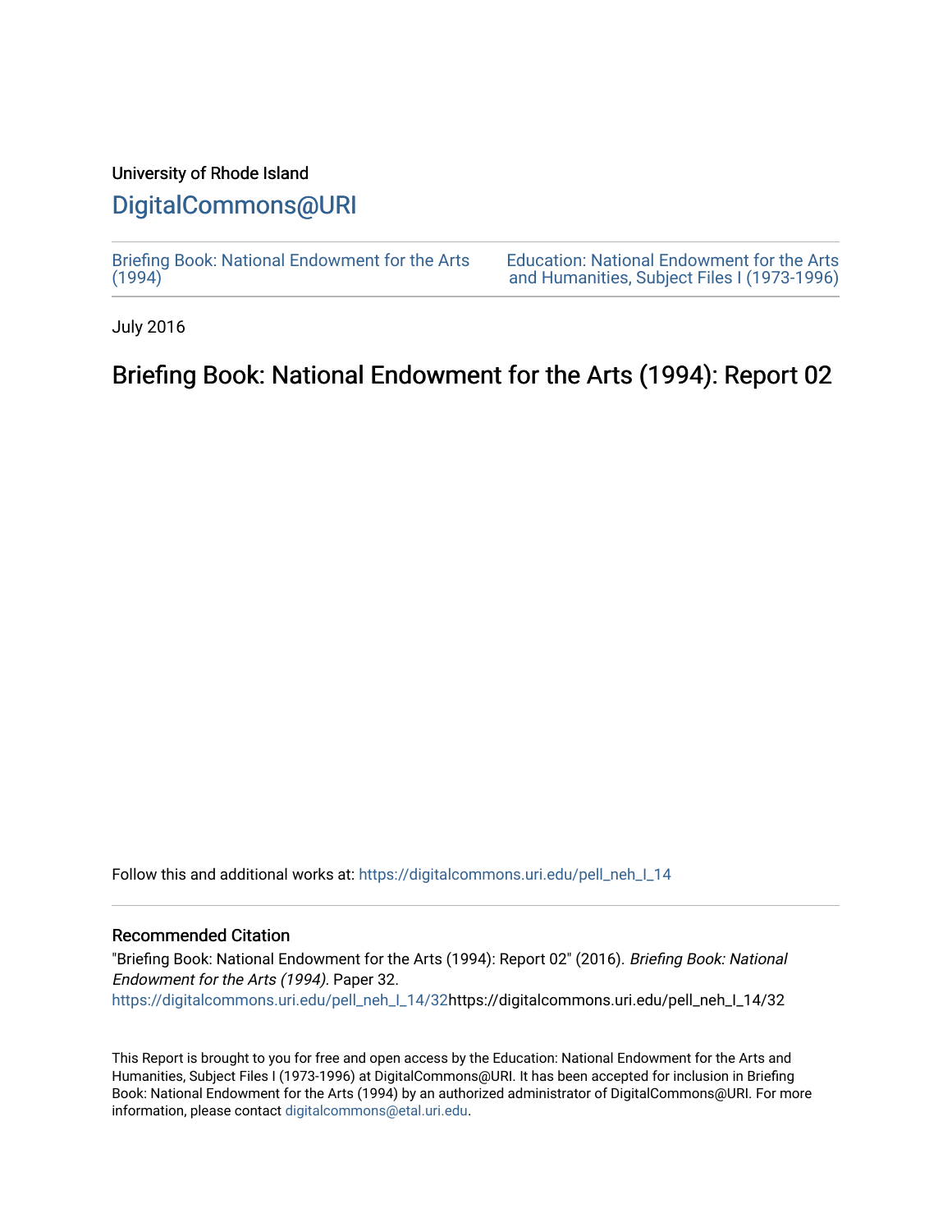University of Rhode Island

# DigitalCommons@URI

Briefing Book: National Endowment for the Arts (1994)

Education: National Endowment for the Arts and Humanities, Subject Files I (1973-1996)

July 2016

## Briefing Book: National Endowment for the Arts (1994): Report 02

Follow this and additional works at: https://digitalcommons.uri.edu/pell_neh_I_14

### Recommended Citation

"Briefing Book: National Endowment for the Arts (1994): Report 02" (2016). *Briefing Book: National Endowment for the Arts (1994).* Paper 32.
https://digitalcommons.uri.edu/pell_neh_I_14/32https://digitalcommons.uri.edu/pell_neh_I_14/32

This Report is brought to you for free and open access by the Education: National Endowment for the Arts and Humanities, Subject Files I (1973-1996) at DigitalCommons@URI. It has been accepted for inclusion in Briefing Book: National Endowment for the Arts (1994) by an authorized administrator of DigitalCommons@URI. For more information, please contact digitalcommons@etal.uri.edu.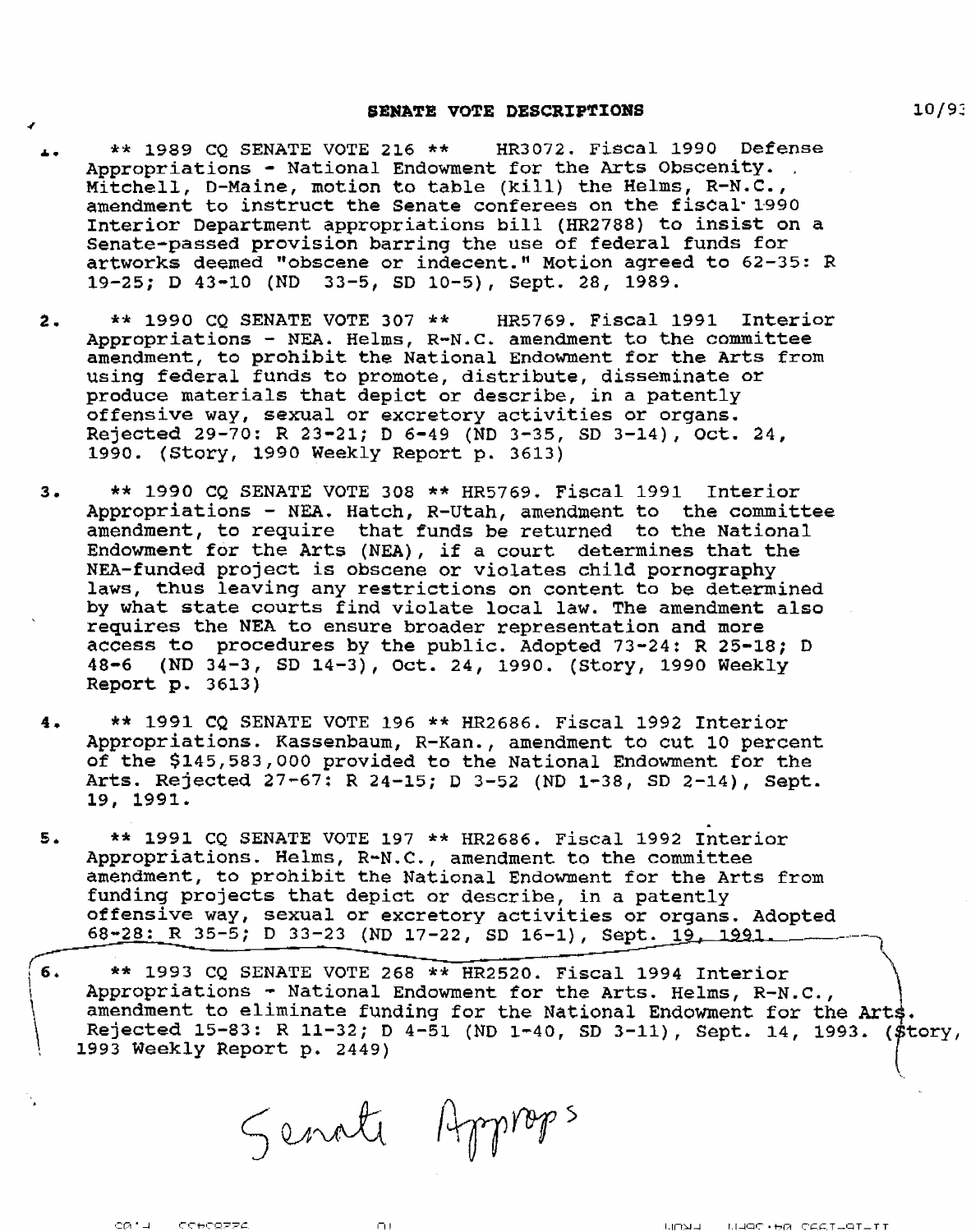# SENATE VOTE DESCRIPTIONS

10/93

1. ** 1989 CQ SENATE VOTE 216 ** HR3072. Fiscal 1990 Defense Appropriations - National Endowment for the Arts Obscenity. Mitchell, D-Maine, motion to table (kill) the Helms, R-N.C., amendment to instruct the Senate conferees on the fiscal 1990 Interior Department appropriations bill (HR2788) to insist on a Senate-passed provision barring the use of federal funds for artworks deemed "obscene or indecent." Motion agreed to 62-35: R 19-25; D 43-10 (ND 33-5, SD 10-5), Sept. 28, 1989.

2. ** 1990 CQ SENATE VOTE 307 ** HR5769. Fiscal 1991 Interior Appropriations - NEA. Helms, R-N.C. amendment to the committee amendment, to prohibit the National Endowment for the Arts from using federal funds to promote, distribute, disseminate or produce materials that depict or describe, in a patently offensive way, sexual or excretory activities or organs. Rejected 29-70: R 23-21; D 6-49 (ND 3-35, SD 3-14), Oct. 24, 1990. (Story, 1990 Weekly Report p. 3613)

3. ** 1990 CQ SENATE VOTE 308 ** HR5769. Fiscal 1991 Interior Appropriations - NEA. Hatch, R-Utah, amendment to the committee amendment, to require that funds be returned to the National Endowment for the Arts (NEA), if a court determines that the NEA-funded project is obscene or violates child pornography laws, thus leaving any restrictions on content to be determined by what state courts find violate local law. The amendment also requires the NEA to ensure broader representation and more access to procedures by the public. Adopted 73-24: R 25-18; D 48-6 (ND 34-3, SD 14-3), Oct. 24, 1990. (Story, 1990 Weekly Report p. 3613)

4. ** 1991 CQ SENATE VOTE 196 ** HR2686. Fiscal 1992 Interior Appropriations. Kassenbaum, R-Kan., amendment to cut 10 percent of the $145,583,000 provided to the National Endowment for the Arts. Rejected 27-67: R 24-15; D 3-52 (ND 1-38, SD 2-14), Sept. 19, 1991.

5. ** 1991 CQ SENATE VOTE 197 ** HR2686. Fiscal 1992 Interior Appropriations. Helms, R-N.C., amendment to the committee amendment, to prohibit the National Endowment for the Arts from funding projects that depict or describe, in a patently offensive way, sexual or excretory activities or organs. Adopted 68-28: R 35-5; D 33-23 (ND 17-22, SD 16-1), Sept. 19, 1991.

6. ** 1993 CQ SENATE VOTE 268 ** HR2520. Fiscal 1994 Interior Appropriations - National Endowment for the Arts. Helms, R-N.C., amendment to eliminate funding for the National Endowment for the Arts. Rejected 15-83: R 11-32; D 4-51 (ND 1-40, SD 3-11), Sept. 14, 1993. (Story, 1993 Weekly Report p. 2449)

Senate Approps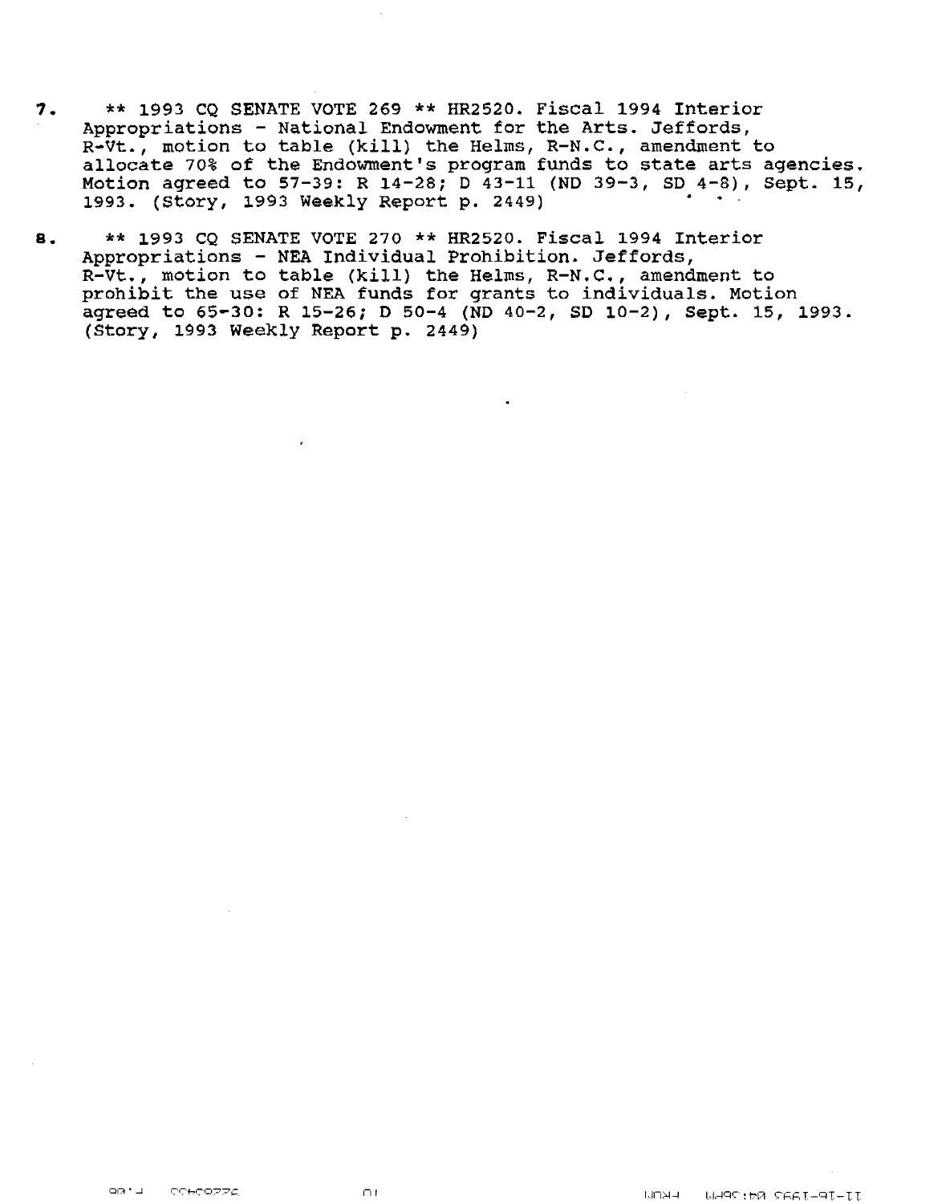7. ** 1993 CQ SENATE VOTE 269 ** HR2520. Fiscal 1994 Interior Appropriations - National Endowment for the Arts. Jeffords, R-Vt., motion to table (kill) the Helms, R-N.C., amendment to allocate 70% of the Endowment's program funds to state arts agencies. Motion agreed to 57-39: R 14-28; D 43-11 (ND 39-3, SD 4-8), Sept. 15, 1993. (Story, 1993 Weekly Report p. 2449)

8. ** 1993 CQ SENATE VOTE 270 ** HR2520. Fiscal 1994 Interior Appropriations - NEA Individual Prohibition. Jeffords, R-Vt., motion to table (kill) the Helms, R-N.C., amendment to prohibit the use of NEA funds for grants to individuals. Motion agreed to 65-30: R 15-26; D 50-4 (ND 40-2, SD 10-2), Sept. 15, 1993. (Story, 1993 Weekly Report p. 2449)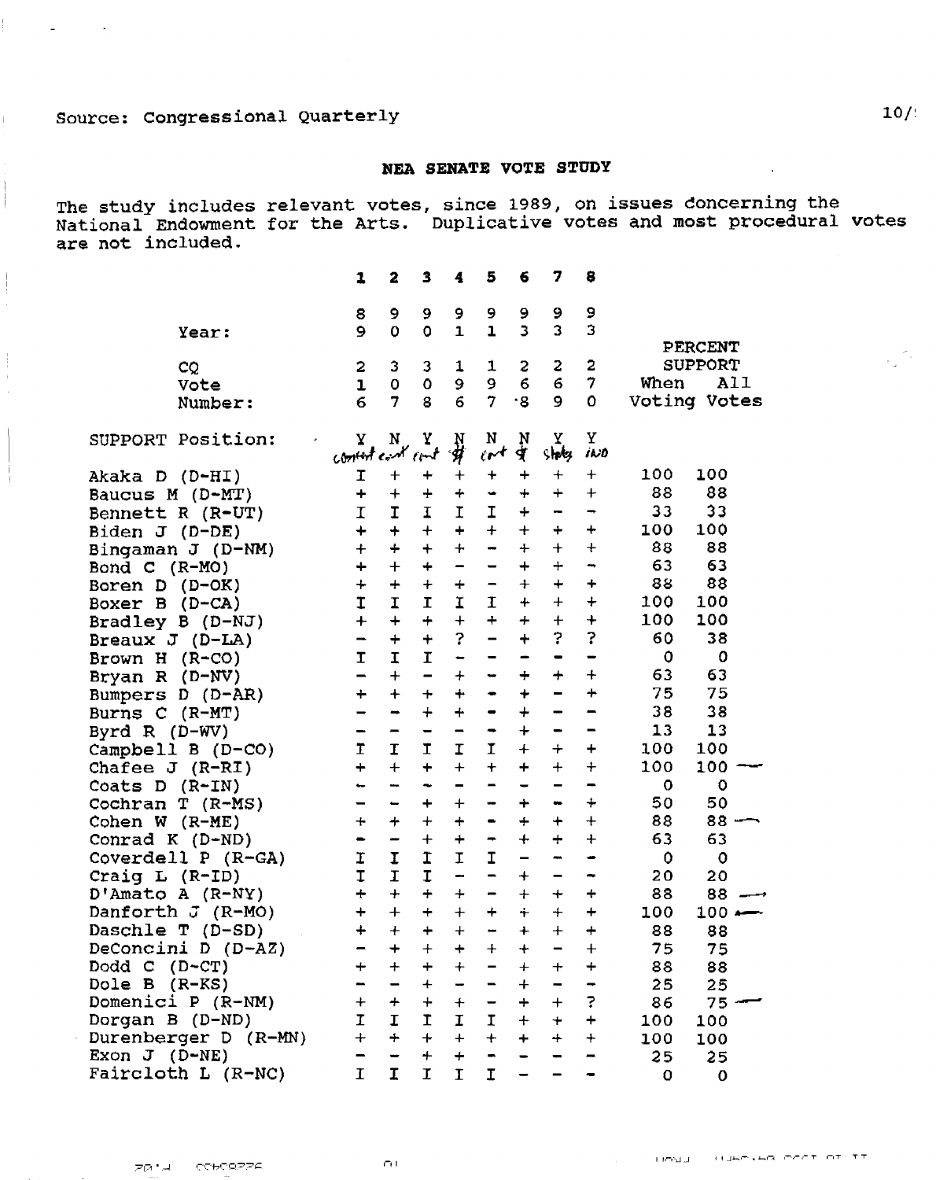Source: Congressional Quarterly

## NEA SENATE VOTE STUDY

The study includes relevant votes, since 1989, on issues concerning the National Endowment for the Arts. Duplicative votes and most procedural votes are not included.

| | 1 | 2 | 3 | 4 | 5 | 6 | 7 | 8 | PERCENT SUPPORT When Voting | PERCENT SUPPORT All Votes |
|---|---|---|---|---|---|---|---|---|---|---|
| Year: | 89 | 90 | 90 | 91 | 91 | 93 | 93 | 93 | | |
| CQ Vote Number: | 216 | 307 | 308 | 196 | 197 | 268 | 269 | 270 | | |
| SUPPORT Position: | Y content | N cont | Y cont | N $ | N cont | N $ | Y states | Y INO | | |
| Akaka D (D-HI) | I | + | + | + | + | + | + | + | 100 | 100 |
| Baucus M (D-MT) | + | + | + | + | - | + | + | + | 88 | 88 |
| Bennett R (R-UT) | I | I | I | I | I | + | - | - | 33 | 33 |
| Biden J (D-DE) | + | + | + | + | + | + | + | + | 100 | 100 |
| Bingaman J (D-NM) | + | + | + | + | - | + | + | + | 88 | 88 |
| Bond C (R-MO) | + | + | + | - | - | + | + | - | 63 | 63 |
| Boren D (D-OK) | + | + | + | + | - | + | + | + | 88 | 88 |
| Boxer B (D-CA) | I | I | I | I | I | + | + | + | 100 | 100 |
| Bradley B (D-NJ) | + | + | + | + | + | + | + | + | 100 | 100 |
| Breaux J (D-LA) | - | + | + | ? | - | + | ? | ? | 60 | 38 |
| Brown H (R-CO) | I | I | I | - | - | - | - | - | 0 | 0 |
| Bryan R (D-NV) | - | + | - | + | - | + | + | + | 63 | 63 |
| Bumpers D (D-AR) | + | + | + | + | - | + | - | + | 75 | 75 |
| Burns C (R-MT) | - | - | + | + | - | + | - | - | 38 | 38 |
| Byrd R (D-WV) | - | - | - | - | - | + | - | - | 13 | 13 |
| Campbell B (D-CO) | I | I | I | I | I | + | + | + | 100 | 100 |
| Chafee J (R-RI) | + | + | + | + | + | + | + | + | 100 | 100 — |
| Coats D (R-IN) | - | - | - | - | - | - | - | - | 0 | 0 |
| Cochran T (R-MS) | - | - | + | + | - | + | - | + | 50 | 50 |
| Cohen W (R-ME) | + | + | + | + | - | + | + | + | 88 | 88 — |
| Conrad K (D-ND) | - | - | + | + | - | + | + | + | 63 | 63 |
| Coverdell P (R-GA) | I | I | I | I | I | - | - | - | 0 | 0 |
| Craig L (R-ID) | I | I | I | - | - | + | - | - | 20 | 20 |
| D'Amato A (R-NY) | + | + | + | + | - | + | + | + | 88 | 88 — |
| Danforth J (R-MO) | + | + | + | + | + | + | + | + | 100 | 100 — |
| Daschle T (D-SD) | + | + | + | + | - | + | + | + | 88 | 88 |
| DeConcini D (D-AZ) | - | + | + | + | + | + | - | + | 75 | 75 |
| Dodd C (D-CT) | + | + | + | + | - | + | + | + | 88 | 88 |
| Dole B (R-KS) | - | - | + | - | - | + | - | - | 25 | 25 |
| Domenici P (R-NM) | + | + | + | + | - | + | + | ? | 86 | 75 — |
| Dorgan B (D-ND) | I | I | I | I | I | + | + | + | 100 | 100 |
| Durenberger D (R-MN) | + | + | + | + | + | + | + | + | 100 | 100 |
| Exon J (D-NE) | - | - | + | + | - | - | - | - | 25 | 25 |
| Faircloth L (R-NC) | I | I | I | I | I | - | - | - | 0 | 0 |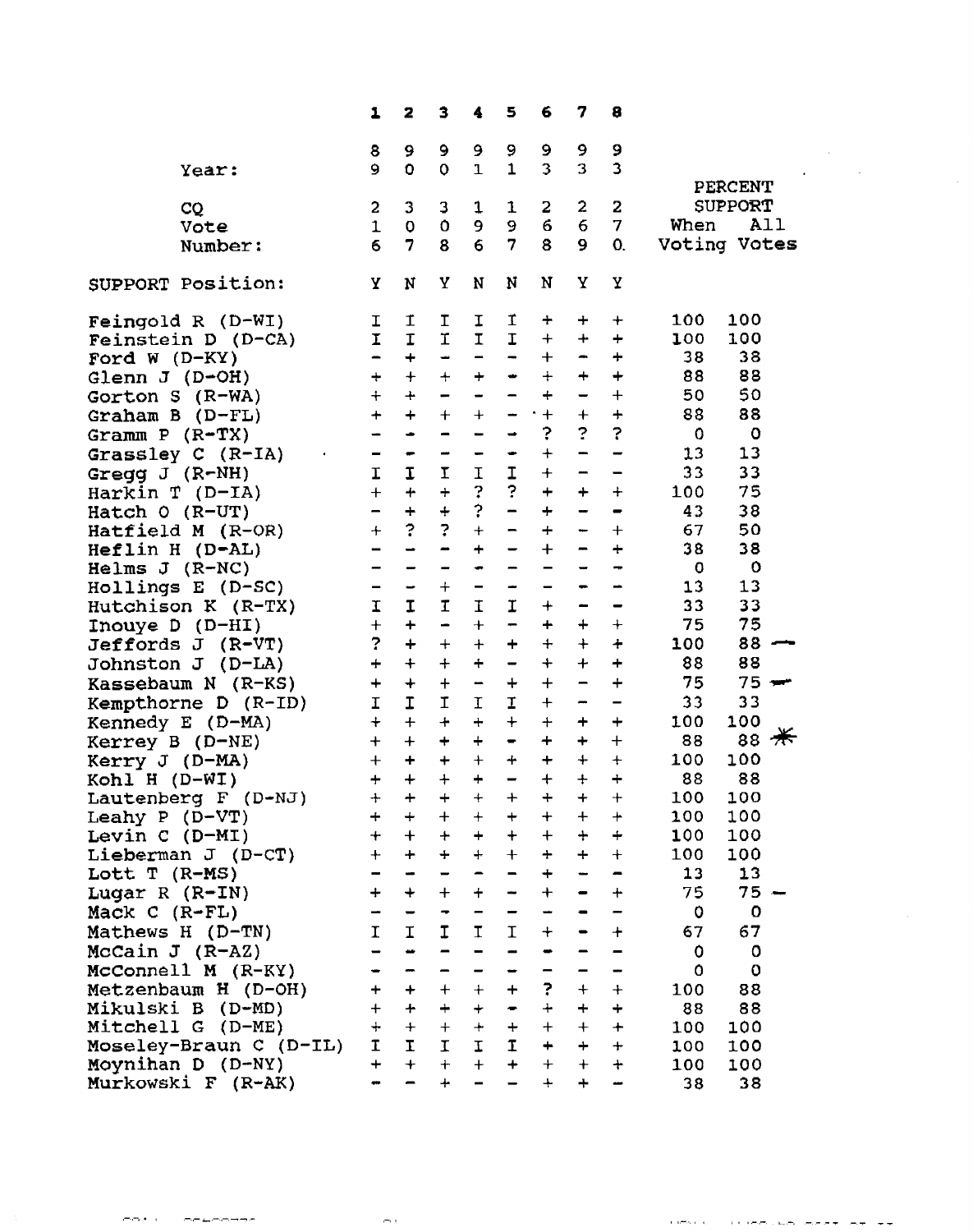| | 1 | 2 | 3 | 4 | 5 | 6 | 7 | 8 | PERCENT SUPPORT | |
|---|---|---|---|---|---|---|---|---|---|---|
| Year: | 89 | 90 | 90 | 91 | 91 | 93 | 93 | 93 | | |
| CQ Vote Number: | 216 | 307 | 308 | 196 | 197 | 268 | 269 | 270 | When Voting | All Votes |
| SUPPORT Position: | Y | N | Y | N | N | N | Y | Y | | |
| Feingold R (D-WI) | I | I | I | I | I | + | + | + | 100 | 100 |
| Feinstein D (D-CA) | I | I | I | I | I | + | + | + | 100 | 100 |
| Ford W (D-KY) | - | + | - | - | - | + | - | + | 38 | 38 |
| Glenn J (D-OH) | + | + | + | + | - | + | + | + | 88 | 88 |
| Gorton S (R-WA) | + | + | - | - | - | + | - | + | 50 | 50 |
| Graham B (D-FL) | + | + | + | + | - | + | + | + | 88 | 88 |
| Gramm P (R-TX) | - | - | - | - | - | ? | ? | ? | 0 | 0 |
| Grassley C (R-IA) | - | - | - | - | - | + | - | - | 13 | 13 |
| Gregg J (R-NH) | I | I | I | I | I | + | - | - | 33 | 33 |
| Harkin T (D-IA) | + | + | + | ? | ? | + | + | + | 100 | 75 |
| Hatch O (R-UT) | - | + | + | ? | - | + | - | - | 43 | 38 |
| Hatfield M (R-OR) | + | ? | ? | + | - | + | - | + | 67 | 50 |
| Heflin H (D-AL) | - | - | - | + | - | + | - | + | 38 | 38 |
| Helms J (R-NC) | - | - | - | - | - | - | - | - | 0 | 0 |
| Hollings E (D-SC) | - | - | + | - | - | - | - | - | 13 | 13 |
| Hutchison K (R-TX) | I | I | I | I | I | + | - | - | 33 | 33 |
| Inouye D (D-HI) | + | + | - | + | - | + | + | + | 75 | 75 |
| Jeffords J (R-VT) | ? | + | + | + | + | + | + | + | 100 | 88 — |
| Johnston J (D-LA) | + | + | + | + | - | + | + | + | 88 | 88 |
| Kassebaum N (R-KS) | + | + | + | - | + | + | - | + | 75 | 75 — |
| Kempthorne D (R-ID) | I | I | I | I | I | + | - | - | 33 | 33 |
| Kennedy E (D-MA) | + | + | + | + | + | + | + | + | 100 | 100 |
| Kerrey B (D-NE) | + | + | + | + | - | + | + | + | 88 | 88 * |
| Kerry J (D-MA) | + | + | + | + | + | + | + | + | 100 | 100 |
| Kohl H (D-WI) | + | + | + | + | - | + | + | + | 88 | 88 |
| Lautenberg F (D-NJ) | + | + | + | + | + | + | + | + | 100 | 100 |
| Leahy P (D-VT) | + | + | + | + | + | + | + | + | 100 | 100 |
| Levin C (D-MI) | + | + | + | + | + | + | + | + | 100 | 100 |
| Lieberman J (D-CT) | + | + | + | + | + | + | + | + | 100 | 100 |
| Lott T (R-MS) | - | - | - | - | - | + | - | - | 13 | 13 |
| Lugar R (R-IN) | + | + | + | + | - | + | - | + | 75 | 75 — |
| Mack C (R-FL) | - | - | - | - | - | - | - | - | 0 | 0 |
| Mathews H (D-TN) | I | I | I | I | I | + | - | + | 67 | 67 |
| McCain J (R-AZ) | - | - | - | - | - | - | - | - | 0 | 0 |
| McConnell M (R-KY) | - | - | - | - | - | - | - | - | 0 | 0 |
| Metzenbaum H (D-OH) | + | + | + | + | + | ? | + | + | 100 | 88 |
| Mikulski B (D-MD) | + | + | + | + | - | + | + | + | 88 | 88 |
| Mitchell G (D-ME) | + | + | + | + | + | + | + | + | 100 | 100 |
| Moseley-Braun C (D-IL) | I | I | I | I | I | + | + | + | 100 | 100 |
| Moynihan D (D-NY) | + | + | + | + | + | + | + | + | 100 | 100 |
| Murkowski F (R-AK) | - | - | + | - | - | + | + | - | 38 | 38 |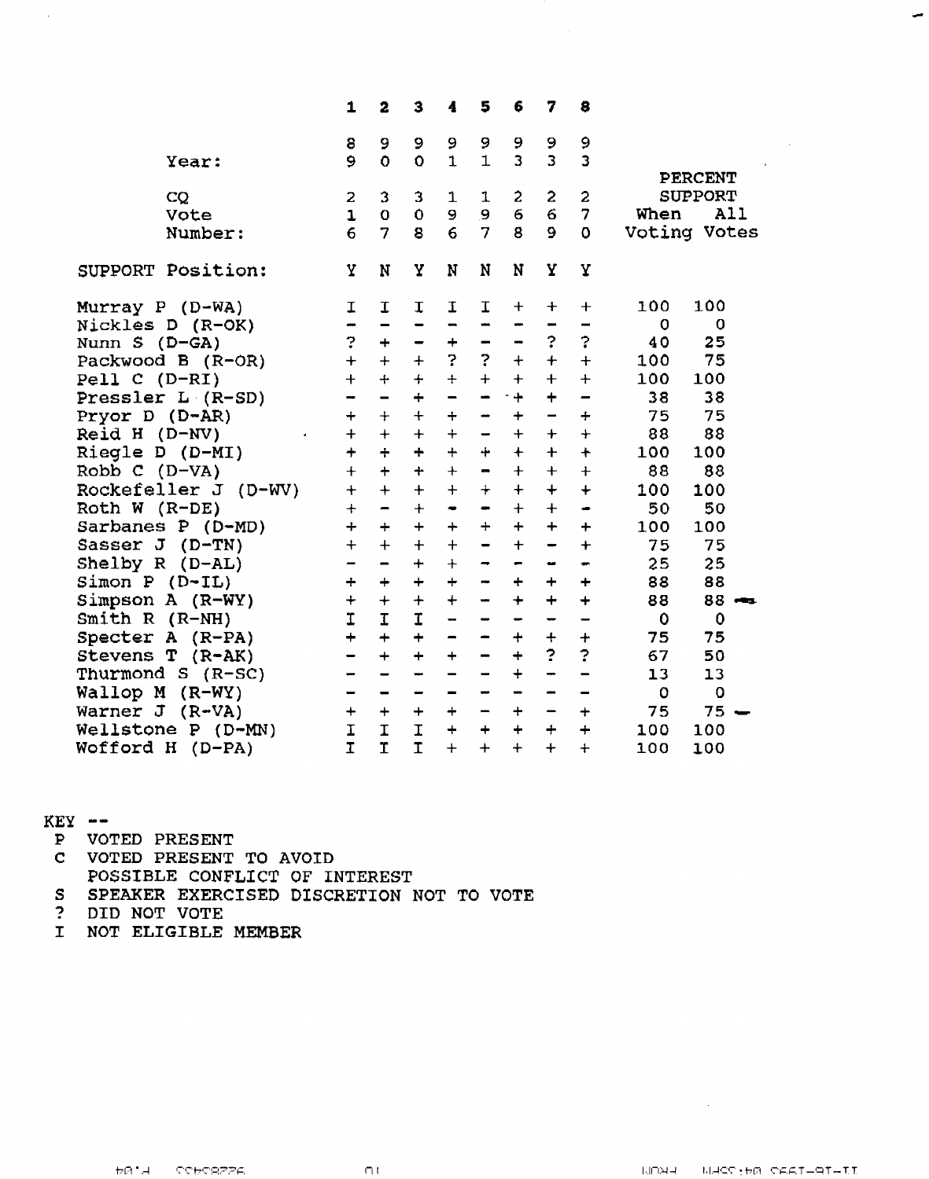| | 1 | 2 | 3 | 4 | 5 | 6 | 7 | 8 | PERCENT SUPPORT | |
|---|---|---|---|---|---|---|---|---|---|---|
| Year: | 89 | 90 | 90 | 91 | 91 | 93 | 93 | 93 | | |
| CQ Vote Number: | 216 | 307 | 308 | 196 | 197 | 268 | 269 | 270 | When Voting | All Votes |
| SUPPORT Position: | Y | N | Y | N | N | N | Y | Y | | |
| Murray P (D-WA) | I | I | I | I | I | + | + | + | 100 | 100 |
| Nickles D (R-OK) | - | - | - | - | - | - | - | - | 0 | 0 |
| Nunn S (D-GA) | ? | + | - | + | - | - | ? | ? | 40 | 25 |
| Packwood B (R-OR) | + | + | + | ? | ? | + | + | + | 100 | 75 |
| Pell C (D-RI) | + | + | + | + | + | + | + | + | 100 | 100 |
| Pressler L (R-SD) | - | - | + | - | - | + | + | - | 38 | 38 |
| Pryor D (D-AR) | + | + | + | + | - | + | - | + | 75 | 75 |
| Reid H (D-NV) | + | + | + | + | - | + | + | + | 88 | 88 |
| Riegle D (D-MI) | + | + | + | + | + | + | + | + | 100 | 100 |
| Robb C (D-VA) | + | + | + | + | - | + | + | + | 88 | 88 |
| Rockefeller J (D-WV) | + | + | + | + | + | + | + | + | 100 | 100 |
| Roth W (R-DE) | + | - | + | - | - | + | + | - | 50 | 50 |
| Sarbanes P (D-MD) | + | + | + | + | + | + | + | + | 100 | 100 |
| Sasser J (D-TN) | + | + | + | + | - | + | - | + | 75 | 75 |
| Shelby R (D-AL) | - | - | + | + | - | - | - | - | 25 | 25 |
| Simon P (D-IL) | + | + | + | + | - | + | + | + | 88 | 88 |
| Simpson A (R-WY) | + | + | + | + | - | + | + | + | 88 | 88 |
| Smith R (R-NH) | I | I | I | - | - | - | - | - | 0 | 0 |
| Specter A (R-PA) | + | + | + | - | - | + | + | + | 75 | 75 |
| Stevens T (R-AK) | - | + | + | + | - | + | ? | ? | 67 | 50 |
| Thurmond S (R-SC) | - | - | - | - | - | + | - | - | 13 | 13 |
| Wallop M (R-WY) | - | - | - | - | - | - | - | - | 0 | 0 |
| Warner J (R-VA) | + | + | + | + | - | + | - | + | 75 | 75 |
| Wellstone P (D-MN) | I | I | I | + | + | + | + | + | 100 | 100 |
| Wofford H (D-PA) | I | I | I | + | + | + | + | + | 100 | 100 |

KEY --

- P VOTED PRESENT
- C VOTED PRESENT TO AVOID POSSIBLE CONFLICT OF INTEREST
- S SPEAKER EXERCISED DISCRETION NOT TO VOTE
- ? DID NOT VOTE
- I NOT ELIGIBLE MEMBER